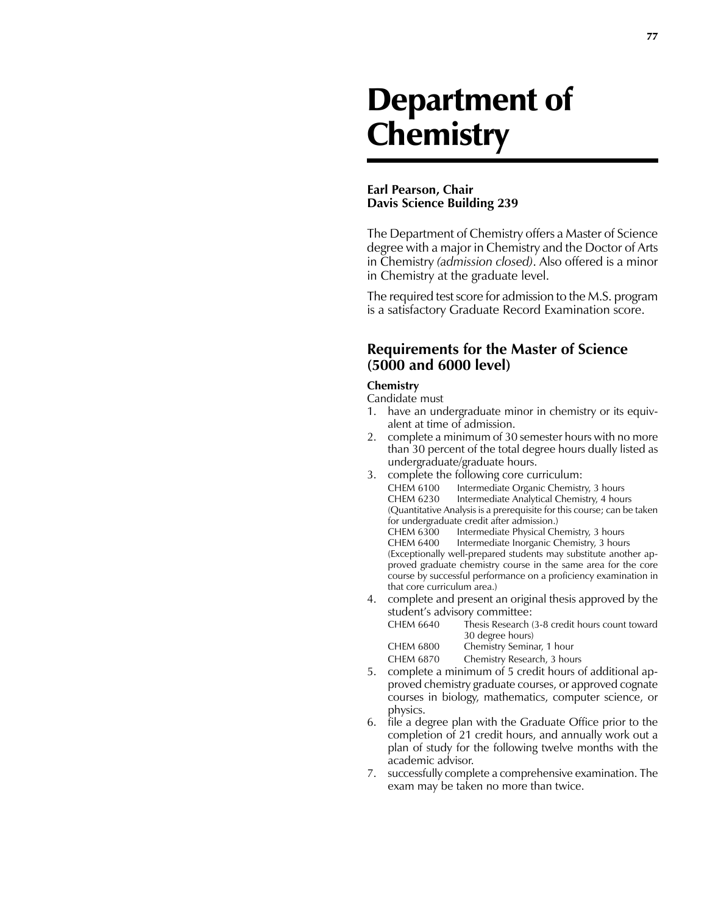# Department of Chemistry

**Earl Pearson, Chair**
**Davis Science Building 239**

The Department of Chemistry offers a Master of Science degree with a major in Chemistry and the Doctor of Arts in Chemistry *(admission closed)*. Also offered is a minor in Chemistry at the graduate level.

The required test score for admission to the M.S. program is a satisfactory Graduate Record Examination score.

## Requirements for the Master of Science (5000 and 6000 level)

**Chemistry**

Candidate must

1. have an undergraduate minor in chemistry or its equivalent at time of admission.
2. complete a minimum of 30 semester hours with no more than 30 percent of the total degree hours dually listed as undergraduate/graduate hours.
3. complete the following core curriculum:
   - CHEM 6100 Intermediate Organic Chemistry, 3 hours
   - CHEM 6230 Intermediate Analytical Chemistry, 4 hours
   
   (Quantitative Analysis is a prerequisite for this course; can be taken for undergraduate credit after admission.)
   - CHEM 6300 Intermediate Physical Chemistry, 3 hours
   - CHEM 6400 Intermediate Inorganic Chemistry, 3 hours
   
   (Exceptionally well-prepared students may substitute another approved graduate chemistry course in the same area for the core course by successful performance on a proficiency examination in that core curriculum area.)
4. complete and present an original thesis approved by the student's advisory committee:
   - CHEM 6640 Thesis Research (3-8 credit hours count toward 30 degree hours)
   - CHEM 6800 Chemistry Seminar, 1 hour
   - CHEM 6870 Chemistry Research, 3 hours
5. complete a minimum of 5 credit hours of additional approved chemistry graduate courses, or approved cognate courses in biology, mathematics, computer science, or physics.
6. file a degree plan with the Graduate Office prior to the completion of 21 credit hours, and annually work out a plan of study for the following twelve months with the academic advisor.
7. successfully complete a comprehensive examination. The exam may be taken no more than twice.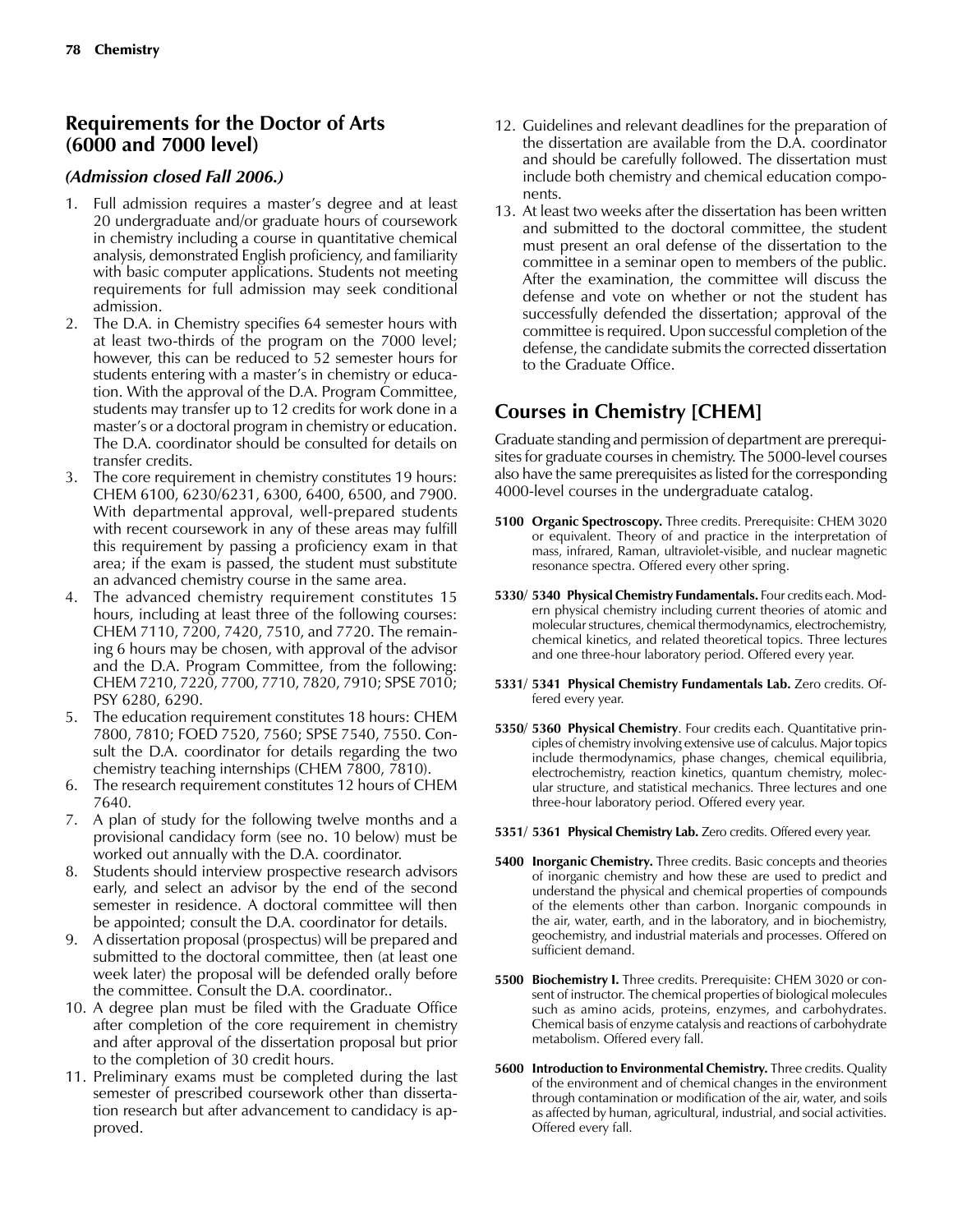## Requirements for the Doctor of Arts (6000 and 7000 level)

### *(Admission closed Fall 2006.)*

1. Full admission requires a master's degree and at least 20 undergraduate and/or graduate hours of coursework in chemistry including a course in quantitative chemical analysis, demonstrated English proficiency, and familiarity with basic computer applications. Students not meeting requirements for full admission may seek conditional admission.
2. The D.A. in Chemistry specifies 64 semester hours with at least two-thirds of the program on the 7000 level; however, this can be reduced to 52 semester hours for students entering with a master's in chemistry or education. With the approval of the D.A. Program Committee, students may transfer up to 12 credits for work done in a master's or a doctoral program in chemistry or education. The D.A. coordinator should be consulted for details on transfer credits.
3. The core requirement in chemistry constitutes 19 hours: CHEM 6100, 6230/6231, 6300, 6400, 6500, and 7900. With departmental approval, well-prepared students with recent coursework in any of these areas may fulfill this requirement by passing a proficiency exam in that area; if the exam is passed, the student must substitute an advanced chemistry course in the same area.
4. The advanced chemistry requirement constitutes 15 hours, including at least three of the following courses: CHEM 7110, 7200, 7420, 7510, and 7720. The remaining 6 hours may be chosen, with approval of the advisor and the D.A. Program Committee, from the following: CHEM 7210, 7220, 7700, 7710, 7820, 7910; SPSE 7010; PSY 6280, 6290.
5. The education requirement constitutes 18 hours: CHEM 7800, 7810; FOED 7520, 7560; SPSE 7540, 7550. Consult the D.A. coordinator for details regarding the two chemistry teaching internships (CHEM 7800, 7810).
6. The research requirement constitutes 12 hours of CHEM 7640.
7. A plan of study for the following twelve months and a provisional candidacy form (see no. 10 below) must be worked out annually with the D.A. coordinator.
8. Students should interview prospective research advisors early, and select an advisor by the end of the second semester in residence. A doctoral committee will then be appointed; consult the D.A. coordinator for details.
9. A dissertation proposal (prospectus) will be prepared and submitted to the doctoral committee, then (at least one week later) the proposal will be defended orally before the committee. Consult the D.A. coordinator..
10. A degree plan must be filed with the Graduate Office after completion of the core requirement in chemistry and after approval of the dissertation proposal but prior to the completion of 30 credit hours.
11. Preliminary exams must be completed during the last semester of prescribed coursework other than dissertation research but after advancement to candidacy is approved.
12. Guidelines and relevant deadlines for the preparation of the dissertation are available from the D.A. coordinator and should be carefully followed. The dissertation must include both chemistry and chemical education components.
13. At least two weeks after the dissertation has been written and submitted to the doctoral committee, the student must present an oral defense of the dissertation to the committee in a seminar open to members of the public. After the examination, the committee will discuss the defense and vote on whether or not the student has successfully defended the dissertation; approval of the committee is required. Upon successful completion of the defense, the candidate submits the corrected dissertation to the Graduate Office.

## Courses in Chemistry [CHEM]

Graduate standing and permission of department are prerequisites for graduate courses in chemistry. The 5000-level courses also have the same prerequisites as listed for the corresponding 4000-level courses in the undergraduate catalog.

**5100 Organic Spectroscopy.** Three credits. Prerequisite: CHEM 3020 or equivalent. Theory of and practice in the interpretation of mass, infrared, Raman, ultraviolet-visible, and nuclear magnetic resonance spectra. Offered every other spring.

**5330/ 5340 Physical Chemistry Fundamentals.** Four credits each. Modern physical chemistry including current theories of atomic and molecular structures, chemical thermodynamics, electrochemistry, chemical kinetics, and related theoretical topics. Three lectures and one three-hour laboratory period. Offered every year.

**5331/ 5341 Physical Chemistry Fundamentals Lab.** Zero credits. Offered every year.

**5350/ 5360 Physical Chemistry**. Four credits each. Quantitative principles of chemistry involving extensive use of calculus. Major topics include thermodynamics, phase changes, chemical equilibria, electrochemistry, reaction kinetics, quantum chemistry, molecular structure, and statistical mechanics. Three lectures and one three-hour laboratory period. Offered every year.

**5351/ 5361 Physical Chemistry Lab.** Zero credits. Offered every year.

**5400 Inorganic Chemistry.** Three credits. Basic concepts and theories of inorganic chemistry and how these are used to predict and understand the physical and chemical properties of compounds of the elements other than carbon. Inorganic compounds in the air, water, earth, and in the laboratory, and in biochemistry, geochemistry, and industrial materials and processes. Offered on sufficient demand.

**5500 Biochemistry I.** Three credits. Prerequisite: CHEM 3020 or consent of instructor. The chemical properties of biological molecules such as amino acids, proteins, enzymes, and carbohydrates. Chemical basis of enzyme catalysis and reactions of carbohydrate metabolism. Offered every fall.

**5600 Introduction to Environmental Chemistry.** Three credits. Quality of the environment and of chemical changes in the environment through contamination or modification of the air, water, and soils as affected by human, agricultural, industrial, and social activities. Offered every fall.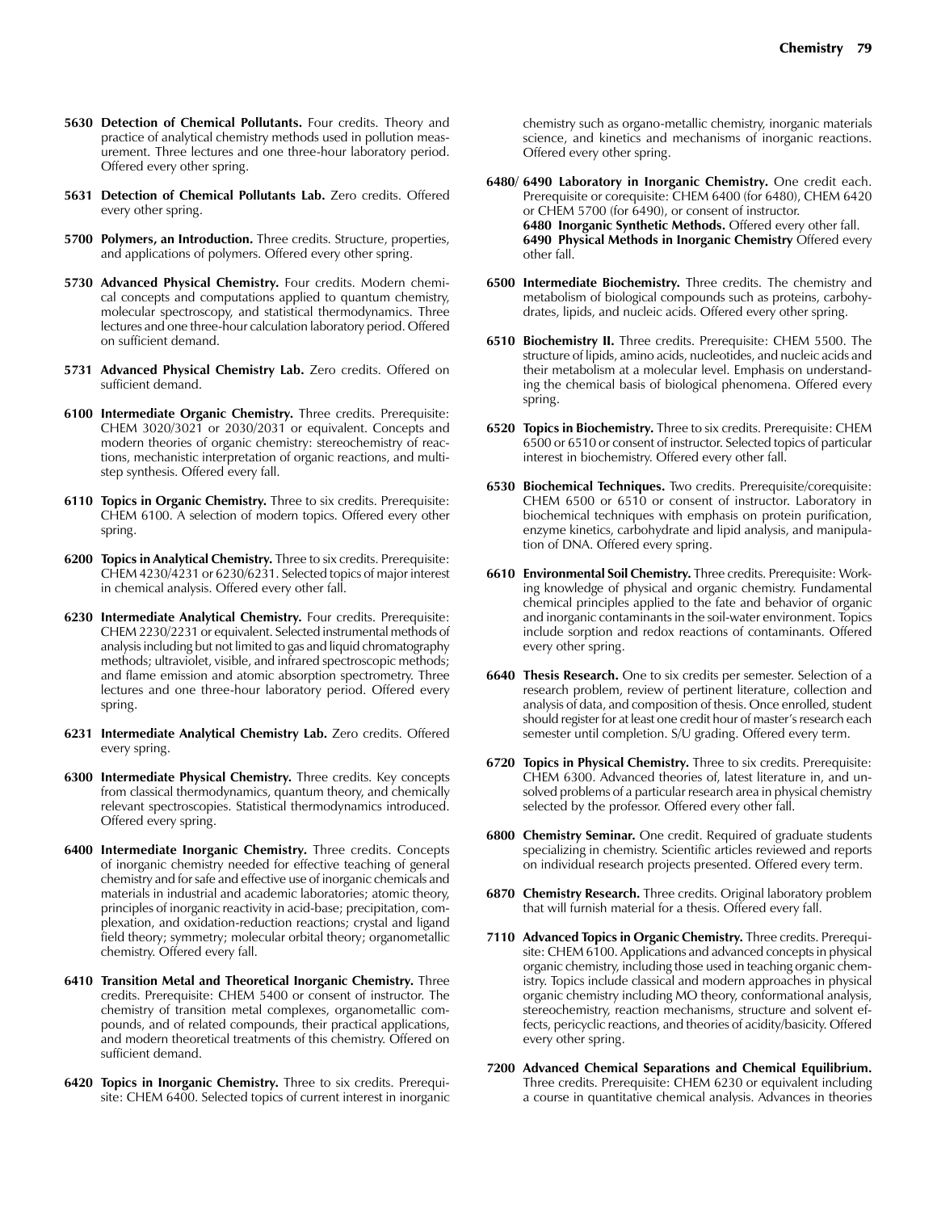**5630 Detection of Chemical Pollutants.** Four credits. Theory and practice of analytical chemistry methods used in pollution measurement. Three lectures and one three-hour laboratory period. Offered every other spring.

**5631 Detection of Chemical Pollutants Lab.** Zero credits. Offered every other spring.

**5700 Polymers, an Introduction.** Three credits. Structure, properties, and applications of polymers. Offered every other spring.

**5730 Advanced Physical Chemistry.** Four credits. Modern chemical concepts and computations applied to quantum chemistry, molecular spectroscopy, and statistical thermodynamics. Three lectures and one three-hour calculation laboratory period. Offered on sufficient demand.

**5731 Advanced Physical Chemistry Lab.** Zero credits. Offered on sufficient demand.

**6100 Intermediate Organic Chemistry.** Three credits. Prerequisite: CHEM 3020/3021 or 2030/2031 or equivalent. Concepts and modern theories of organic chemistry: stereochemistry of reactions, mechanistic interpretation of organic reactions, and multistep synthesis. Offered every fall.

**6110 Topics in Organic Chemistry.** Three to six credits. Prerequisite: CHEM 6100. A selection of modern topics. Offered every other spring.

**6200 Topics in Analytical Chemistry.** Three to six credits. Prerequisite: CHEM 4230/4231 or 6230/6231. Selected topics of major interest in chemical analysis. Offered every other fall.

**6230 Intermediate Analytical Chemistry.** Four credits. Prerequisite: CHEM 2230/2231 or equivalent. Selected instrumental methods of analysis including but not limited to gas and liquid chromatography methods; ultraviolet, visible, and infrared spectroscopic methods; and flame emission and atomic absorption spectrometry. Three lectures and one three-hour laboratory period. Offered every spring.

**6231 Intermediate Analytical Chemistry Lab.** Zero credits. Offered every spring.

**6300 Intermediate Physical Chemistry.** Three credits. Key concepts from classical thermodynamics, quantum theory, and chemically relevant spectroscopies. Statistical thermodynamics introduced. Offered every spring.

**6400 Intermediate Inorganic Chemistry.** Three credits. Concepts of inorganic chemistry needed for effective teaching of general chemistry and for safe and effective use of inorganic chemicals and materials in industrial and academic laboratories; atomic theory, principles of inorganic reactivity in acid-base; precipitation, complexation, and oxidation-reduction reactions; crystal and ligand field theory; symmetry; molecular orbital theory; organometallic chemistry. Offered every fall.

**6410 Transition Metal and Theoretical Inorganic Chemistry.** Three credits. Prerequisite: CHEM 5400 or consent of instructor. The chemistry of transition metal complexes, organometallic compounds, and of related compounds, their practical applications, and modern theoretical treatments of this chemistry. Offered on sufficient demand.

**6420 Topics in Inorganic Chemistry.** Three to six credits. Prerequisite: CHEM 6400. Selected topics of current interest in inorganic chemistry such as organo-metallic chemistry, inorganic materials science, and kinetics and mechanisms of inorganic reactions. Offered every other spring.

**6480/ 6490 Laboratory in Inorganic Chemistry.** One credit each. Prerequisite or corequisite: CHEM 6400 (for 6480), CHEM 6420 or CHEM 5700 (for 6490), or consent of instructor.
**6480 Inorganic Synthetic Methods.** Offered every other fall.
**6490 Physical Methods in Inorganic Chemistry** Offered every other fall.

**6500 Intermediate Biochemistry.** Three credits. The chemistry and metabolism of biological compounds such as proteins, carbohydrates, lipids, and nucleic acids. Offered every other spring.

**6510 Biochemistry II.** Three credits. Prerequisite: CHEM 5500. The structure of lipids, amino acids, nucleotides, and nucleic acids and their metabolism at a molecular level. Emphasis on understanding the chemical basis of biological phenomena. Offered every spring.

**6520 Topics in Biochemistry.** Three to six credits. Prerequisite: CHEM 6500 or 6510 or consent of instructor. Selected topics of particular interest in biochemistry. Offered every other fall.

**6530 Biochemical Techniques.** Two credits. Prerequisite/corequisite: CHEM 6500 or 6510 or consent of instructor. Laboratory in biochemical techniques with emphasis on protein purification, enzyme kinetics, carbohydrate and lipid analysis, and manipulation of DNA. Offered every spring.

**6610 Environmental Soil Chemistry.** Three credits. Prerequisite: Working knowledge of physical and organic chemistry. Fundamental chemical principles applied to the fate and behavior of organic and inorganic contaminants in the soil-water environment. Topics include sorption and redox reactions of contaminants. Offered every other spring.

**6640 Thesis Research.** One to six credits per semester. Selection of a research problem, review of pertinent literature, collection and analysis of data, and composition of thesis. Once enrolled, student should register for at least one credit hour of master's research each semester until completion. S/U grading. Offered every term.

**6720 Topics in Physical Chemistry.** Three to six credits. Prerequisite: CHEM 6300. Advanced theories of, latest literature in, and unsolved problems of a particular research area in physical chemistry selected by the professor. Offered every other fall.

**6800 Chemistry Seminar.** One credit. Required of graduate students specializing in chemistry. Scientific articles reviewed and reports on individual research projects presented. Offered every term.

**6870 Chemistry Research.** Three credits. Original laboratory problem that will furnish material for a thesis. Offered every fall.

**7110 Advanced Topics in Organic Chemistry.** Three credits. Prerequisite: CHEM 6100. Applications and advanced concepts in physical organic chemistry, including those used in teaching organic chemistry. Topics include classical and modern approaches in physical organic chemistry including MO theory, conformational analysis, stereochemistry, reaction mechanisms, structure and solvent effects, pericyclic reactions, and theories of acidity/basicity. Offered every other spring.

**7200 Advanced Chemical Separations and Chemical Equilibrium.** Three credits. Prerequisite: CHEM 6230 or equivalent including a course in quantitative chemical analysis. Advances in theories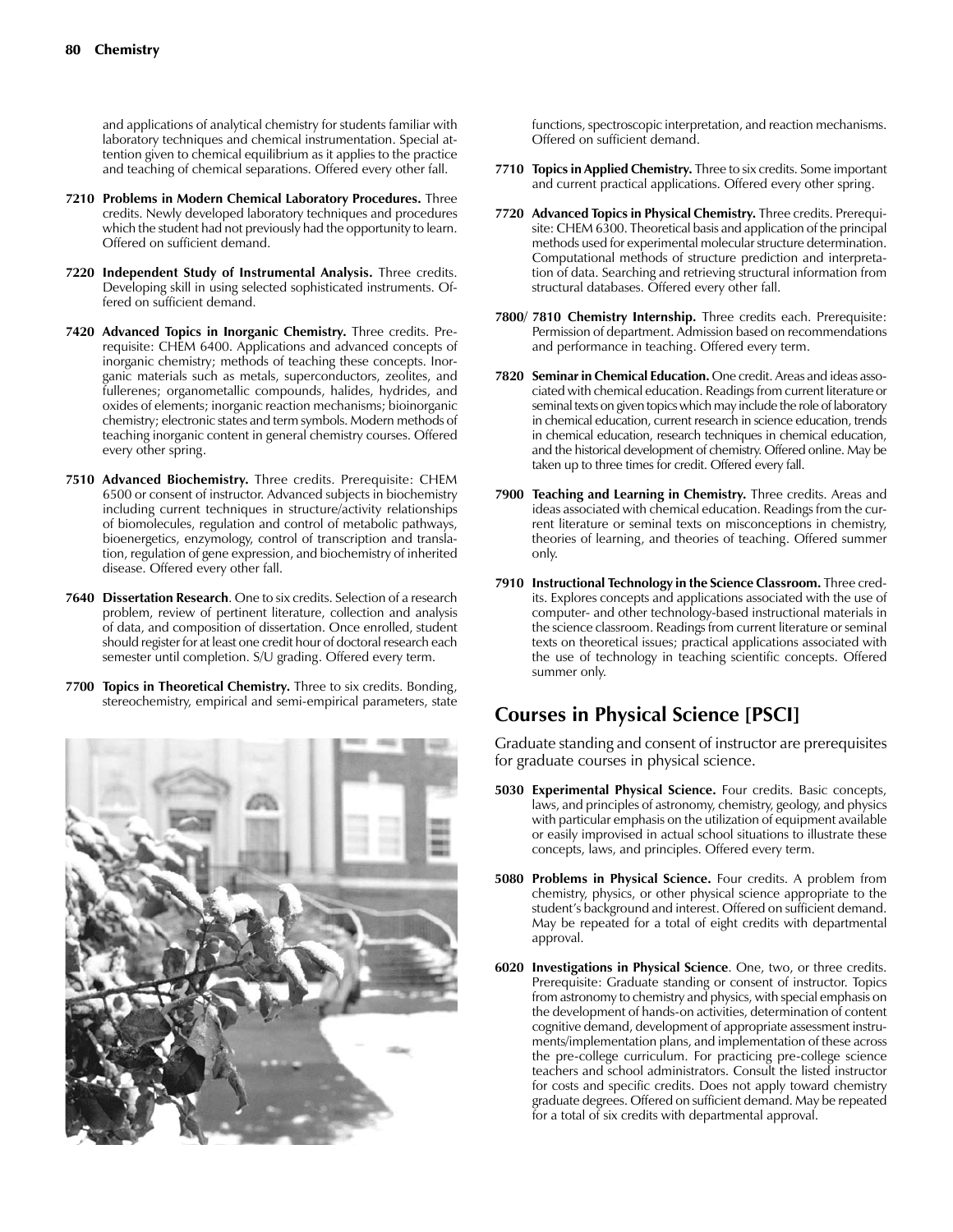and applications of analytical chemistry for students familiar with laboratory techniques and chemical instrumentation. Special attention given to chemical equilibrium as it applies to the practice and teaching of chemical separations. Offered every other fall.

**7210 Problems in Modern Chemical Laboratory Procedures.** Three credits. Newly developed laboratory techniques and procedures which the student had not previously had the opportunity to learn. Offered on sufficient demand.

**7220 Independent Study of Instrumental Analysis.** Three credits. Developing skill in using selected sophisticated instruments. Offered on sufficient demand.

**7420 Advanced Topics in Inorganic Chemistry.** Three credits. Prerequisite: CHEM 6400. Applications and advanced concepts of inorganic chemistry; methods of teaching these concepts. Inorganic materials such as metals, superconductors, zeolites, and fullerenes; organometallic compounds, halides, hydrides, and oxides of elements; inorganic reaction mechanisms; bioinorganic chemistry; electronic states and term symbols. Modern methods of teaching inorganic content in general chemistry courses. Offered every other spring.

**7510 Advanced Biochemistry.** Three credits. Prerequisite: CHEM 6500 or consent of instructor. Advanced subjects in biochemistry including current techniques in structure/activity relationships of biomolecules, regulation and control of metabolic pathways, bioenergetics, enzymology, control of transcription and translation, regulation of gene expression, and biochemistry of inherited disease. Offered every other fall.

**7640 Dissertation Research**. One to six credits. Selection of a research problem, review of pertinent literature, collection and analysis of data, and composition of dissertation. Once enrolled, student should register for at least one credit hour of doctoral research each semester until completion. S/U grading. Offered every term.

**7700 Topics in Theoretical Chemistry.** Three to six credits. Bonding, stereochemistry, empirical and semi-empirical parameters, state functions, spectroscopic interpretation, and reaction mechanisms. Offered on sufficient demand.

**7710 Topics in Applied Chemistry.** Three to six credits. Some important and current practical applications. Offered every other spring.

**7720 Advanced Topics in Physical Chemistry.** Three credits. Prerequisite: CHEM 6300. Theoretical basis and application of the principal methods used for experimental molecular structure determination. Computational methods of structure prediction and interpretation of data. Searching and retrieving structural information from structural databases. Offered every other fall.

**7800/ 7810 Chemistry Internship.** Three credits each. Prerequisite: Permission of department. Admission based on recommendations and performance in teaching. Offered every term.

**7820 Seminar in Chemical Education.** One credit. Areas and ideas associated with chemical education. Readings from current literature or seminal texts on given topics which may include the role of laboratory in chemical education, current research in science education, trends in chemical education, research techniques in chemical education, and the historical development of chemistry. Offered online. May be taken up to three times for credit. Offered every fall.

**7900 Teaching and Learning in Chemistry.** Three credits. Areas and ideas associated with chemical education. Readings from the current literature or seminal texts on misconceptions in chemistry, theories of learning, and theories of teaching. Offered summer only.

**7910 Instructional Technology in the Science Classroom.** Three credits. Explores concepts and applications associated with the use of computer- and other technology-based instructional materials in the science classroom. Readings from current literature or seminal texts on theoretical issues; practical applications associated with the use of technology in teaching scientific concepts. Offered summer only.

## Courses in Physical Science [PSCI]

Graduate standing and consent of instructor are prerequisites for graduate courses in physical science.

**5030 Experimental Physical Science.** Four credits. Basic concepts, laws, and principles of astronomy, chemistry, geology, and physics with particular emphasis on the utilization of equipment available or easily improvised in actual school situations to illustrate these concepts, laws, and principles. Offered every term.

**5080 Problems in Physical Science.** Four credits. A problem from chemistry, physics, or other physical science appropriate to the student's background and interest. Offered on sufficient demand. May be repeated for a total of eight credits with departmental approval.

**6020 Investigations in Physical Science**. One, two, or three credits. Prerequisite: Graduate standing or consent of instructor. Topics from astronomy to chemistry and physics, with special emphasis on the development of hands-on activities, determination of content cognitive demand, development of appropriate assessment instruments/implementation plans, and implementation of these across the pre-college curriculum. For practicing pre-college science teachers and school administrators. Consult the listed instructor for costs and specific credits. Does not apply toward chemistry graduate degrees. Offered on sufficient demand. May be repeated for a total of six credits with departmental approval.